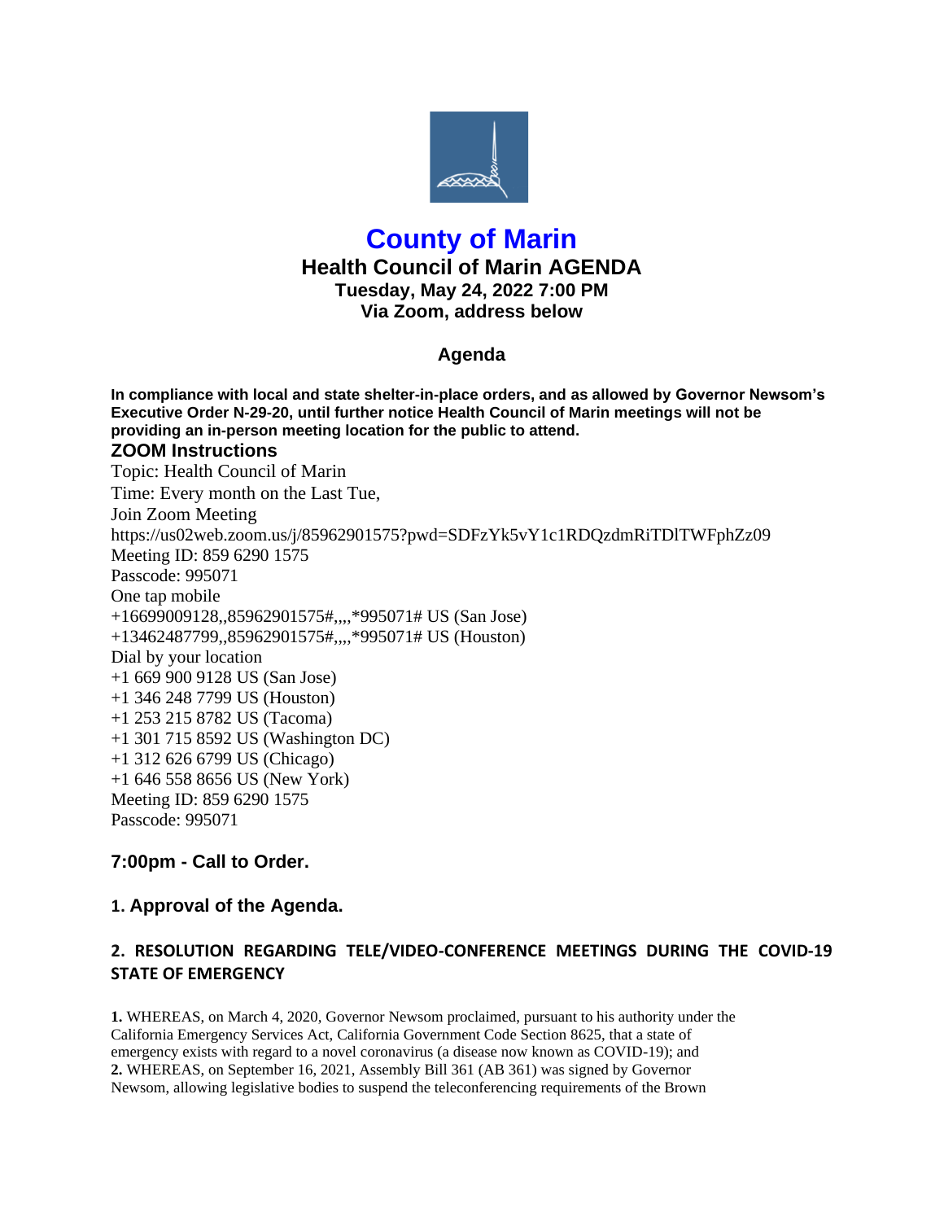# County of Marin

## Health Council of Marin AGENDA

### Tuesday, May 24, 2022 7:00 PM
### Via Zoom, address below

### Agenda

**In compliance with local and state shelter-in-place orders, and as allowed by Governor Newsom's Executive Order N-29-20, until further notice Health Council of Marin meetings will not be providing an in-person meeting location for the public to attend.**

### ZOOM Instructions

Topic: Health Council of Marin
Time: Every month on the Last Tue,
Join Zoom Meeting
https://us02web.zoom.us/j/85962901575?pwd=SDFzYk5vY1c1RDQzdmRiTDlTWFphZz09
Meeting ID: 859 6290 1575
Passcode: 995071
One tap mobile
+16699009128,,85962901575#,,,,*995071# US (San Jose)
+13462487799,,85962901575#,,,,*995071# US (Houston)
Dial by your location
+1 669 900 9128 US (San Jose)
+1 346 248 7799 US (Houston)
+1 253 215 8782 US (Tacoma)
+1 301 715 8592 US (Washington DC)
+1 312 626 6799 US (Chicago)
+1 646 558 8656 US (New York)
Meeting ID: 859 6290 1575
Passcode: 995071

### 7:00pm - Call to Order.

### 1. Approval of the Agenda.

### 2. RESOLUTION REGARDING TELE/VIDEO-CONFERENCE MEETINGS DURING THE COVID-19 STATE OF EMERGENCY

**1.** WHEREAS, on March 4, 2020, Governor Newsom proclaimed, pursuant to his authority under the California Emergency Services Act, California Government Code Section 8625, that a state of emergency exists with regard to a novel coronavirus (a disease now known as COVID-19); and
**2.** WHEREAS, on September 16, 2021, Assembly Bill 361 (AB 361) was signed by Governor Newsom, allowing legislative bodies to suspend the teleconferencing requirements of the Brown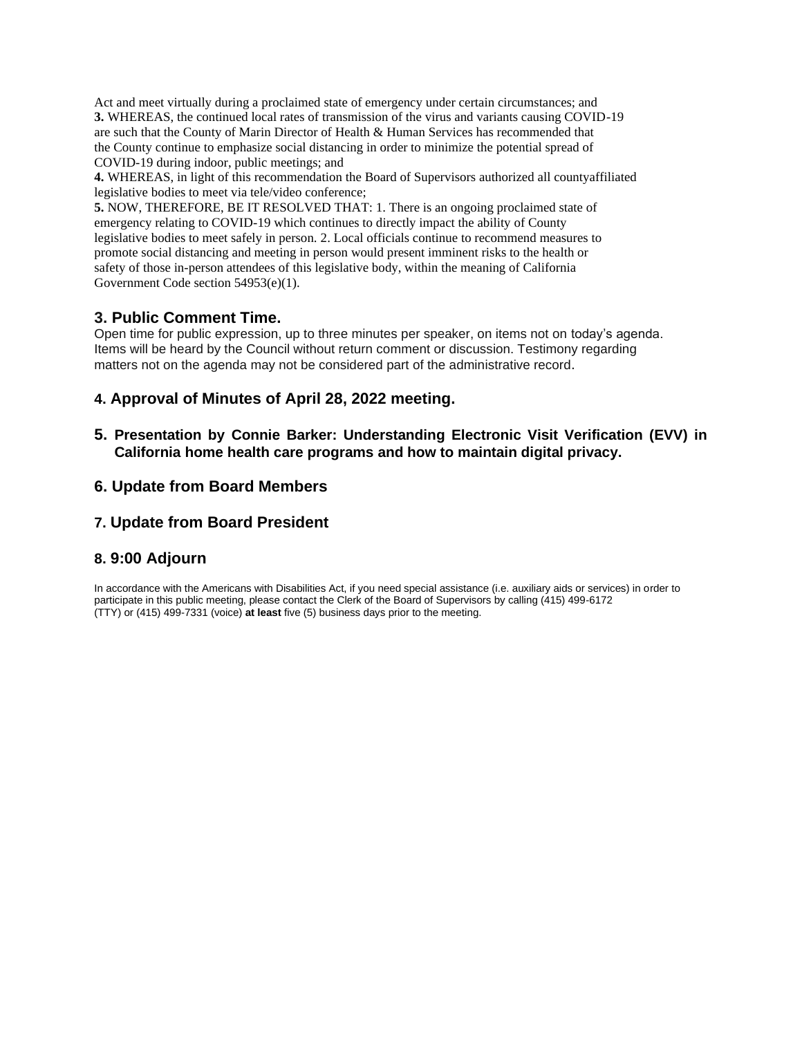Act and meet virtually during a proclaimed state of emergency under certain circumstances; and
**3.** WHEREAS, the continued local rates of transmission of the virus and variants causing COVID-19 are such that the County of Marin Director of Health & Human Services has recommended that the County continue to emphasize social distancing in order to minimize the potential spread of COVID-19 during indoor, public meetings; and
**4.** WHEREAS, in light of this recommendation the Board of Supervisors authorized all countyaffiliated legislative bodies to meet via tele/video conference;
**5.** NOW, THEREFORE, BE IT RESOLVED THAT: 1. There is an ongoing proclaimed state of emergency relating to COVID-19 which continues to directly impact the ability of County legislative bodies to meet safely in person. 2. Local officials continue to recommend measures to promote social distancing and meeting in person would present imminent risks to the health or safety of those in-person attendees of this legislative body, within the meaning of California Government Code section 54953(e)(1).

## 3. Public Comment Time.

Open time for public expression, up to three minutes per speaker, on items not on today's agenda. Items will be heard by the Council without return comment or discussion. Testimony regarding matters not on the agenda may not be considered part of the administrative record.

## 4. Approval of Minutes of April 28, 2022 meeting.

## 5. Presentation by Connie Barker: Understanding Electronic Visit Verification (EVV) in California home health care programs and how to maintain digital privacy.

## 6. Update from Board Members

## 7. Update from Board President

## 8. 9:00 Adjourn

In accordance with the Americans with Disabilities Act, if you need special assistance (i.e. auxiliary aids or services) in order to participate in this public meeting, please contact the Clerk of the Board of Supervisors by calling (415) 499-6172 (TTY) or (415) 499-7331 (voice) **at least** five (5) business days prior to the meeting.